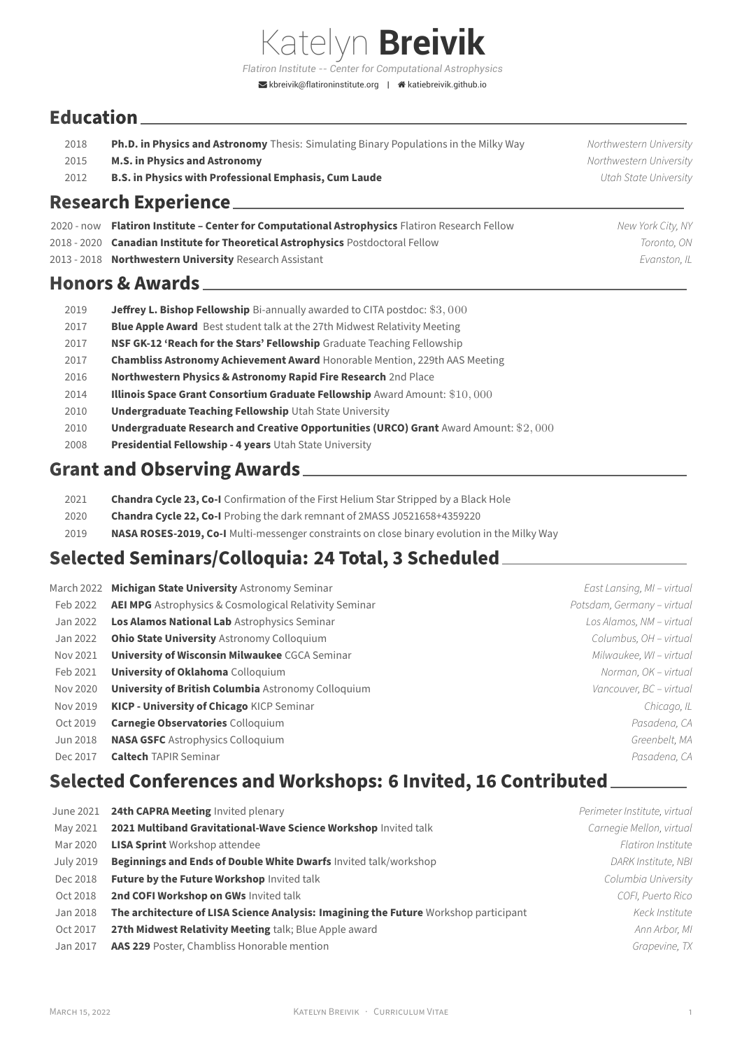# Katelyn **Breivik**

*Flatiron Institute -- Center for Computational Astrophysics*

kbreivik@flatironinstitute.org | katiebreivik.github.io

## Education

| | | |
|---|---|---|
| 2018 | **Ph.D. in Physics and Astronomy** Thesis: Simulating Binary Populations in the Milky Way | *Northwestern University* |
| 2015 | **M.S. in Physics and Astronomy** | *Northwestern University* |
| 2012 | **B.S. in Physics with Professional Emphasis, Cum Laude** | *Utah State University* |

## Research Experience

| | | |
|---|---|---|
| 2020 - now | **Flatiron Institute – Center for Computational Astrophysics** Flatiron Research Fellow | *New York City, NY* |
| 2018 - 2020 | **Canadian Institute for Theoretical Astrophysics** Postdoctoral Fellow | *Toronto, ON* |
| 2013 - 2018 | **Northwestern University** Research Assistant | *Evanston, IL* |

## Honors & Awards

| | |
|---|---|
| 2019 | **Jeffrey L. Bishop Fellowship** Bi-annually awarded to CITA postdoc: $3,000 |
| 2017 | **Blue Apple Award** Best student talk at the 27th Midwest Relativity Meeting |
| 2017 | **NSF GK-12 'Reach for the Stars' Fellowship** Graduate Teaching Fellowship |
| 2017 | **Chambliss Astronomy Achievement Award** Honorable Mention, 229th AAS Meeting |
| 2016 | **Northwestern Physics & Astronomy Rapid Fire Research** 2nd Place |
| 2014 | **Illinois Space Grant Consortium Graduate Fellowship** Award Amount: $10,000 |
| 2010 | **Undergraduate Teaching Fellowship** Utah State University |
| 2010 | **Undergraduate Research and Creative Opportunities (URCO) Grant** Award Amount: $2,000 |
| 2008 | **Presidential Fellowship - 4 years** Utah State University |

## Grant and Observing Awards

| | |
|---|---|
| 2021 | **Chandra Cycle 23, Co-I** Confirmation of the First Helium Star Stripped by a Black Hole |
| 2020 | **Chandra Cycle 22, Co-I** Probing the dark remnant of 2MASS J0521658+4359220 |
| 2019 | **NASA ROSES-2019, Co-I** Multi-messenger constraints on close binary evolution in the Milky Way |

## Selected Seminars/Colloquia: 24 Total, 3 Scheduled

| | | |
|---|---|---|
| March 2022 | **Michigan State University** Astronomy Seminar | *East Lansing, MI – virtual* |
| Feb 2022 | **AEI MPG** Astrophysics & Cosmological Relativity Seminar | *Potsdam, Germany – virtual* |
| Jan 2022 | **Los Alamos National Lab** Astrophysics Seminar | *Los Alamos, NM – virtual* |
| Jan 2022 | **Ohio State University** Astronomy Colloquium | *Columbus, OH – virtual* |
| Nov 2021 | **University of Wisconsin Milwaukee** CGCA Seminar | *Milwaukee, WI – virtual* |
| Feb 2021 | **University of Oklahoma** Colloquium | *Norman, OK – virtual* |
| Nov 2020 | **University of British Columbia** Astronomy Colloquium | *Vancouver, BC – virtual* |
| Nov 2019 | **KICP - University of Chicago** KICP Seminar | *Chicago, IL* |
| Oct 2019 | **Carnegie Observatories** Colloquium | *Pasadena, CA* |
| Jun 2018 | **NASA GSFC** Astrophysics Colloquium | *Greenbelt, MA* |
| Dec 2017 | **Caltech** TAPIR Seminar | *Pasadena, CA* |

## Selected Conferences and Workshops: 6 Invited, 16 Contributed

| | | |
|---|---|---|
| June 2021 | **24th CAPRA Meeting** Invited plenary | *Perimeter Institute, virtual* |
| May 2021 | **2021 Multiband Gravitational-Wave Science Workshop** Invited talk | *Carnegie Mellon, virtual* |
| Mar 2020 | **LISA Sprint** Workshop attendee | *Flatiron Institute* |
| July 2019 | **Beginnings and Ends of Double White Dwarfs** Invited talk/workshop | *DARK Institute, NBI* |
| Dec 2018 | **Future by the Future Workshop** Invited talk | *Columbia University* |
| Oct 2018 | **2nd COFI Workshop on GWs** Invited talk | *COFI, Puerto Rico* |
| Jan 2018 | **The architecture of LISA Science Analysis: Imagining the Future** Workshop participant | *Keck Institute* |
| Oct 2017 | **27th Midwest Relativity Meeting** talk; Blue Apple award | *Ann Arbor, MI* |
| Jan 2017 | **AAS 229** Poster, Chambliss Honorable mention | *Grapevine, TX* |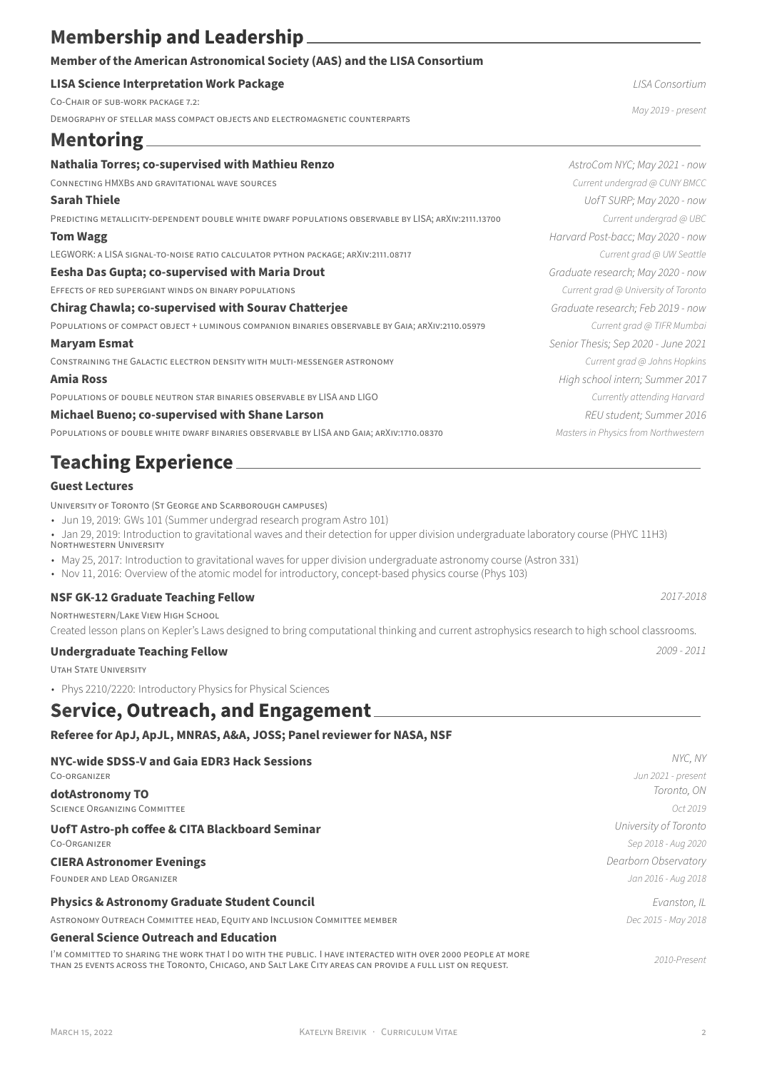## Membership and Leadership

**Member of the American Astronomical Society (AAS) and the LISA Consortium**

**LISA Science Interpretation Work Package** — *LISA Consortium*

Co-Chair of sub-work package 7.2: Demography of stellar mass compact objects and electromagnetic counterparts — *May 2019 - present*

## Mentoring

**Nathalia Torres; co-supervised with Mathieu Renzo** — *AstroCom NYC; May 2021 - now*
Connecting HMXBs and gravitational wave sources — *Current undergrad @ CUNY BMCC*

**Sarah Thiele** — *UofT SURP; May 2020 - now*
Predicting metallicity-dependent double white dwarf populations observable by LISA; arXiv:2111.13700 — *Current undergrad @ UBC*

**Tom Wagg** — *Harvard Post-bacc; May 2020 - now*
LEGWORK: a LISA signal-to-noise ratio calculator python package; arXiv:2111.08717 — *Current grad @ UW Seattle*

**Eesha Das Gupta; co-supervised with Maria Drout** — *Graduate research; May 2020 - now*
Effects of red supergiant winds on binary populations — *Current grad @ University of Toronto*

**Chirag Chawla; co-supervised with Sourav Chatterjee** — *Graduate research; Feb 2019 - now*
Populations of compact object + luminous companion binaries observable by Gaia; arXiv:2110.05979 — *Current grad @ TIFR Mumbai*

**Maryam Esmat** — *Senior Thesis; Sep 2020 - June 2021*
Constraining the Galactic electron density with multi-messenger astronomy — *Current grad @ Johns Hopkins*

**Amia Ross** — *High school intern; Summer 2017*
Populations of double neutron star binaries observable by LISA and LIGO — *Currently attending Harvard*

**Michael Bueno; co-supervised with Shane Larson** — *REU student; Summer 2016*
Populations of double white dwarf binaries observable by LISA and Gaia; arXiv:1710.08370 — *Masters in Physics from Northwestern*

## Teaching Experience

**Guest Lectures**

University of Toronto (St George and Scarborough campuses)

- Jun 19, 2019: GWs 101 (Summer undergrad research program Astro 101)
- Jan 29, 2019: Introduction to gravitational waves and their detection for upper division undergraduate laboratory course (PHYC 11H3)

Northwestern University

- May 25, 2017: Introduction to gravitational waves for upper division undergraduate astronomy course (Astron 331)
- Nov 11, 2016: Overview of the atomic model for introductory, concept-based physics course (Phys 103)

**NSF GK-12 Graduate Teaching Fellow** — *2017-2018*

Northwestern/Lake View High School

Created lesson plans on Kepler's Laws designed to bring computational thinking and current astrophysics research to high school classrooms.

**Undergraduate Teaching Fellow** — *2009 - 2011*

Utah State University

- Phys 2210/2220: Introductory Physics for Physical Sciences

## Service, Outreach, and Engagement

**Referee for ApJ, ApJL, MNRAS, A&A, JOSS; Panel reviewer for NASA, NSF**

**NYC-wide SDSS-V and Gaia EDR3 Hack Sessions** — *NYC, NY*
Co-organizer — *Jun 2021 - present*

**dotAstronomy TO** — *Toronto, ON*
Science Organizing Committee — *Oct 2019*

**UofT Astro-ph coffee & CITA Blackboard Seminar** — *University of Toronto*
Co-Organizer — *Sep 2018 - Aug 2020*

**CIERA Astronomer Evenings** — *Dearborn Observatory*
Founder and Lead Organizer — *Jan 2016 - Aug 2018*

**Physics & Astronomy Graduate Student Council** — *Evanston, IL*
Astronomy Outreach Committee head, Equity and Inclusion Committee member — *Dec 2015 - May 2018*

**General Science Outreach and Education** — *2010-Present*
I'm committed to sharing the work that I do with the public. I have interacted with over 2000 people at more than 25 events across the Toronto, Chicago, and Salt Lake City areas can provide a full list on request.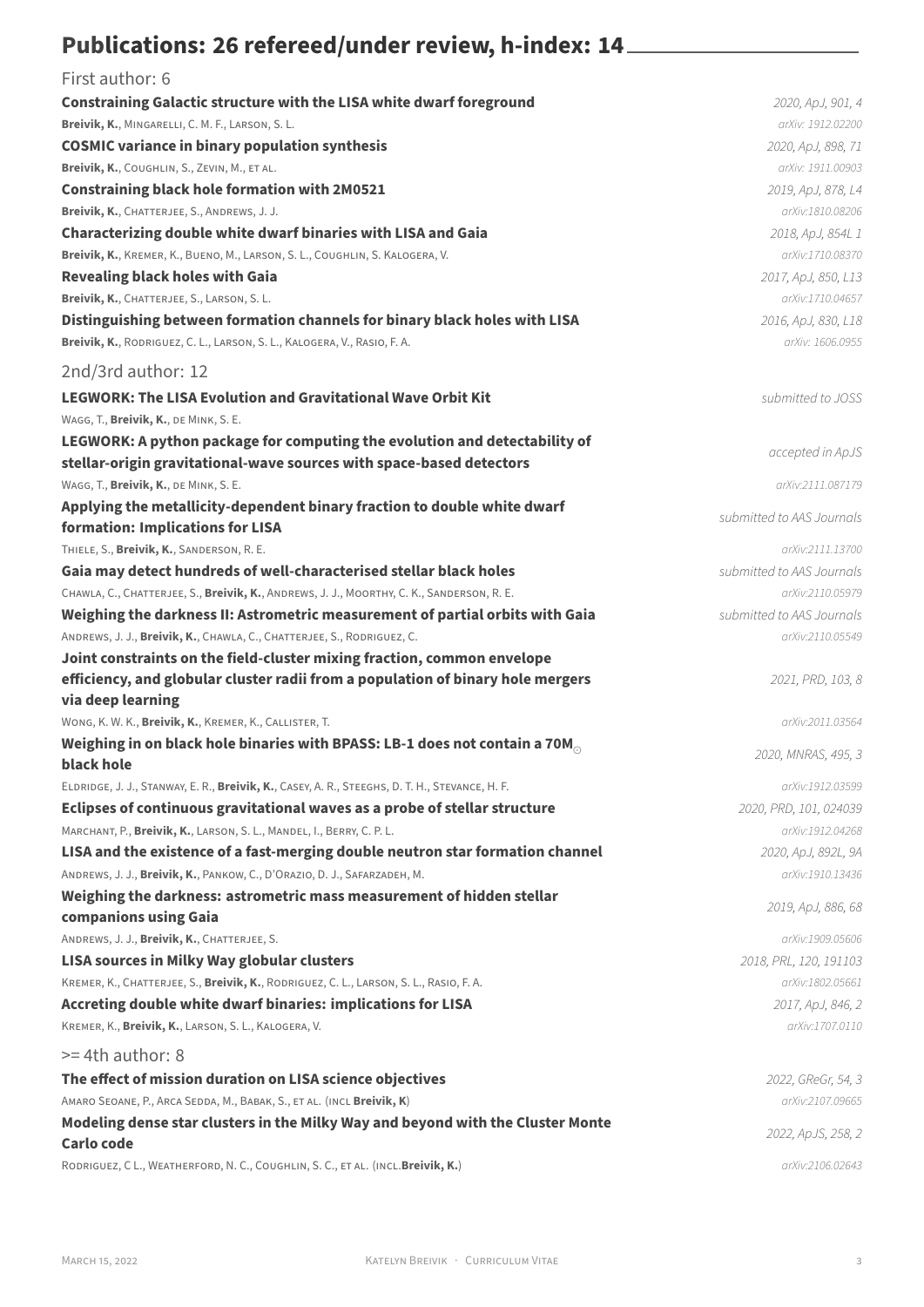## Publications: 26 refereed/under review, h-index: 14

### First author: 6

**Constraining Galactic structure with the LISA white dwarf foreground** — *2020, ApJ, 901, 4*
**Breivik, K.**, Mingarelli, C. M. F., Larson, S. L. — *arXiv: 1912.02200*

**COSMIC variance in binary population synthesis** — *2020, ApJ, 898, 71*
**Breivik, K.**, Coughlin, S., Zevin, M., et al. — *arXiv: 1911.00903*

**Constraining black hole formation with 2M0521** — *2019, ApJ, 878, L4*
**Breivik, K.**, Chatterjee, S., Andrews, J. J. — *arXiv:1810.08206*

**Characterizing double white dwarf binaries with LISA and Gaia** — *2018, ApJ, 854L 1*
**Breivik, K.**, Kremer, K., Bueno, M., Larson, S. L., Coughlin, S. Kalogera, V. — *arXiv:1710.08370*

**Revealing black holes with Gaia** — *2017, ApJ, 850, L13*
**Breivik, K.**, Chatterjee, S., Larson, S. L. — *arXiv:1710.04657*

**Distinguishing between formation channels for binary black holes with LISA** — *2016, ApJ, 830, L18*
**Breivik, K.**, Rodriguez, C. L., Larson, S. L., Kalogera, V., Rasio, F. A. — *arXiv: 1606.0955*

### 2nd/3rd author: 12

**LEGWORK: The LISA Evolution and Gravitational Wave Orbit Kit** — *submitted to JOSS*
Wagg, T., **Breivik, K.**, de Mink, S. E.

**LEGWORK: A python package for computing the evolution and detectability of stellar-origin gravitational-wave sources with space-based detectors** — *accepted in ApJS*
Wagg, T., **Breivik, K.**, de Mink, S. E. — *arXiv:2111.087179*

**Applying the metallicity-dependent binary fraction to double white dwarf formation: Implications for LISA** — *submitted to AAS Journals*
Thiele, S., **Breivik, K.**, Sanderson, R. E. — *arXiv:2111.13700*

**Gaia may detect hundreds of well-characterised stellar black holes** — *submitted to AAS Journals*
Chawla, C., Chatterjee, S., **Breivik, K.**, Andrews, J. J., Moorthy, C. K., Sanderson, R. E. — *arXiv:2110.05979*

**Weighing the darkness II: Astrometric measurement of partial orbits with Gaia** — *submitted to AAS Journals*
Andrews, J. J., **Breivik, K.**, Chawla, C., Chatterjee, S., Rodriguez, C. — *arXiv:2110.05549*

**Joint constraints on the field-cluster mixing fraction, common envelope efficiency, and globular cluster radii from a population of binary hole mergers via deep learning** — *2021, PRD, 103, 8*
Wong, K. W. K., **Breivik, K.**, Kremer, K., Callister, T. — *arXiv:2011.03564*

**Weighing in on black hole binaries with BPASS: LB-1 does not contain a 70M$_\odot$ black hole** — *2020, MNRAS, 495, 3*
Eldridge, J. J., Stanway, E. R., **Breivik, K.**, Casey, A. R., Steeghs, D. T. H., Stevance, H. F. — *arXiv:1912.03599*

**Eclipses of continuous gravitational waves as a probe of stellar structure** — *2020, PRD, 101, 024039*
Marchant, P., **Breivik, K.**, Larson, S. L., Mandel, I., Berry, C. P. L. — *arXiv:1912.04268*

**LISA and the existence of a fast-merging double neutron star formation channel** — *2020, ApJ, 892L, 9A*
Andrews, J. J., **Breivik, K.**, Pankow, C., D'Orazio, D. J., Safarzadeh, M. — *arXiv:1910.13436*

**Weighing the darkness: astrometric mass measurement of hidden stellar companions using Gaia** — *2019, ApJ, 886, 68*
Andrews, J. J., **Breivik, K.**, Chatterjee, S. — *arXiv:1909.05606*

**LISA sources in Milky Way globular clusters** — *2018, PRL, 120, 191103*
Kremer, K., Chatterjee, S., **Breivik, K.**, Rodriguez, C. L., Larson, S. L., Rasio, F. A. — *arXiv:1802.05661*

**Accreting double white dwarf binaries: implications for LISA** — *2017, ApJ, 846, 2*
Kremer, K., **Breivik, K.**, Larson, S. L., Kalogera, V. — *arXiv:1707.0110*

### >= 4th author: 8

**The effect of mission duration on LISA science objectives** — *2022, GReGr, 54, 3*
Amaro Seoane, P., Arca Sedda, M., Babak, S., et al. (incl **Breivik, K**) — *arXiv:2107.09665*

**Modeling dense star clusters in the Milky Way and beyond with the Cluster Monte Carlo code** — *2022, ApJS, 258, 2*
Rodriguez, C L., Weatherford, N. C., Coughlin, S. C., et al. (incl.**Breivik, K.**) — *arXiv:2106.02643*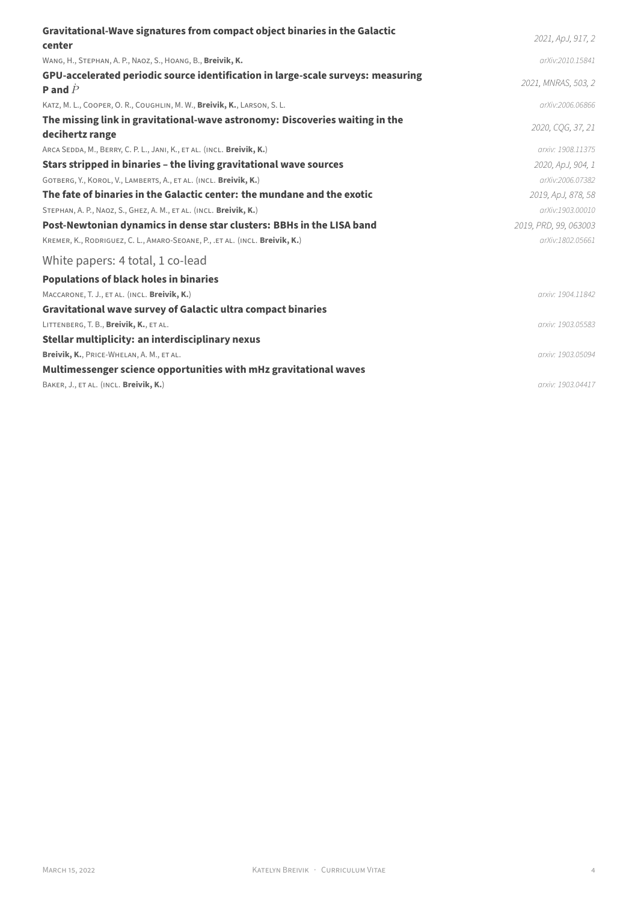**Gravitational-Wave signatures from compact object binaries in the Galactic center** *2021, ApJ, 917, 2*
Wang, H., Stephan, A. P., Naoz, S., Hoang, B., **Breivik, K.** *arXiv:2010.15841*

**GPU-accelerated periodic source identification in large-scale surveys: measuring P and $\dot{P}$** *2021, MNRAS, 503, 2*
Katz, M. L., Cooper, O. R., Coughlin, M. W., **Breivik, K.**, Larson, S. L. *arXiv:2006.06866*

**The missing link in gravitational-wave astronomy: Discoveries waiting in the decihertz range** *2020, CQG, 37, 21*
Arca Sedda, M., Berry, C. P. L., Jani, K., et al. (incl. **Breivik, K.**) *arxiv: 1908.11375*

**Stars stripped in binaries – the living gravitational wave sources** *2020, ApJ, 904, 1*
Gotberg, Y., Korol, V., Lamberts, A., et al. (incl. **Breivik, K.**) *arXiv:2006.07382*

**The fate of binaries in the Galactic center: the mundane and the exotic** *2019, ApJ, 878, 58*
Stephan, A. P., Naoz, S., Ghez, A. M., et al. (incl. **Breivik, K.**) *arXiv:1903.00010*

**Post-Newtonian dynamics in dense star clusters: BBHs in the LISA band** *2019, PRD, 99, 063003*
Kremer, K., Rodriguez, C. L., Amaro-Seoane, P., .et al. (incl. **Breivik, K.**) *arXiv:1802.05661*

## White papers: 4 total, 1 co-lead

**Populations of black holes in binaries**
Maccarone, T. J., et al. (incl. **Breivik, K.**) *arxiv: 1904.11842*

**Gravitational wave survey of Galactic ultra compact binaries**
Littenberg, T. B., **Breivik, K.**, et al. *arxiv: 1903.05583*

**Stellar multiplicity: an interdisciplinary nexus**
**Breivik, K.**, Price-Whelan, A. M., et al. *arxiv: 1903.05094*

**Multimessenger science opportunities with mHz gravitational waves**
Baker, J., et al. (incl. **Breivik, K.**) *arxiv: 1903.04417*